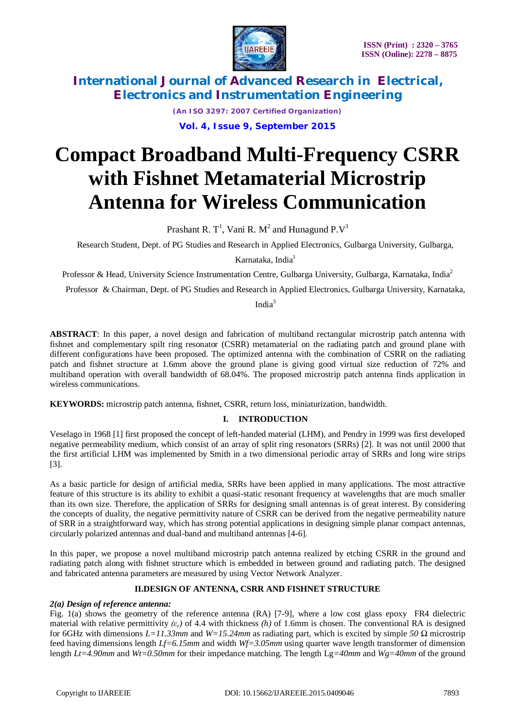# Compact Broadband Multi-Frequency CSRR with Fishnet Metamaterial Microstrip Antenna for Wireless Communication

Prashant R. T[1], Vani R. M[2] and Hunagund P.V[3]

Research Student, Dept. of PG Studies and Research in Applied Electronics, Gulbarga University, Gulbarga, Karnataka, India[1]

Professor & Head, University Science Instrumentation Centre, Gulbarga University, Gulbarga, Karnataka, India[2]

Professor & Chairman, Dept. of PG Studies and Research in Applied Electronics, Gulbarga University, Karnataka, India[3]

**ABSTRACT**: In this paper, a novel design and fabrication of multiband rectangular microstrip patch antenna with fishnet and complementary spilt ring resonator (CSRR) metamaterial on the radiating patch and ground plane with different configurations have been proposed. The optimized antenna with the combination of CSRR on the radiating patch and fishnet structure at 1.6mm above the ground plane is giving good virtual size reduction of 72% and multiband operation with overall bandwidth of 68.04%. The proposed microstrip patch antenna finds application in wireless communications.

**KEYWORDS:** microstrip patch antenna, fishnet, CSRR, return loss, miniaturization, bandwidth.

## I. INTRODUCTION

Veselago in 1968 [1] first proposed the concept of left-handed material (LHM), and Pendry in 1999 was first developed negative permeability medium, which consist of an array of split ring resonators (SRRs) [2]. It was not until 2000 that the first artificial LHM was implemented by Smith in a two dimensional periodic array of SRRs and long wire strips [3].

As a basic particle for design of artificial media, SRRs have been applied in many applications. The most attractive feature of this structure is its ability to exhibit a quasi-static resonant frequency at wavelengths that are much smaller than its own size. Therefore, the application of SRRs for designing small antennas is of great interest. By considering the concepts of duality, the negative permittivity nature of CSRR can be derived from the negative permeability nature of SRR in a straightforward way, which has strong potential applications in designing simple planar compact antennas, circularly polarized antennas and dual-band and multiband antennas [4-6].

In this paper, we propose a novel multiband microstrip patch antenna realized by etching CSRR in the ground and radiating patch along with fishnet structure which is embedded in between ground and radiating patch. The designed and fabricated antenna parameters are measured by using Vector Network Analyzer.

## II. DESIGN OF ANTENNA, CSRR AND FISHNET STRUCTURE

### *2(a) Design of reference antenna:*

Fig. 1(a) shows the geometry of the reference antenna (RA) [7-9], where a low cost glass epoxy FR4 dielectric material with relative permittivity *($\varepsilon_r$)* of 4.4 with thickness *(h)* of 1.6mm is chosen. The conventional RA is designed for 6GHz with dimensions *L=11.33mm* and *W=15.24mm* as radiating part, which is excited by simple *50* Ω microstrip feed having dimensions length *Lf=6.15mm* and width *Wf=3.05mm* using quarter wave length transformer of dimension length *Lt=4.90mm* and *Wt=0.50mm* for their impedance matching. The length Lg*=40mm* and *Wg=40mm* of the ground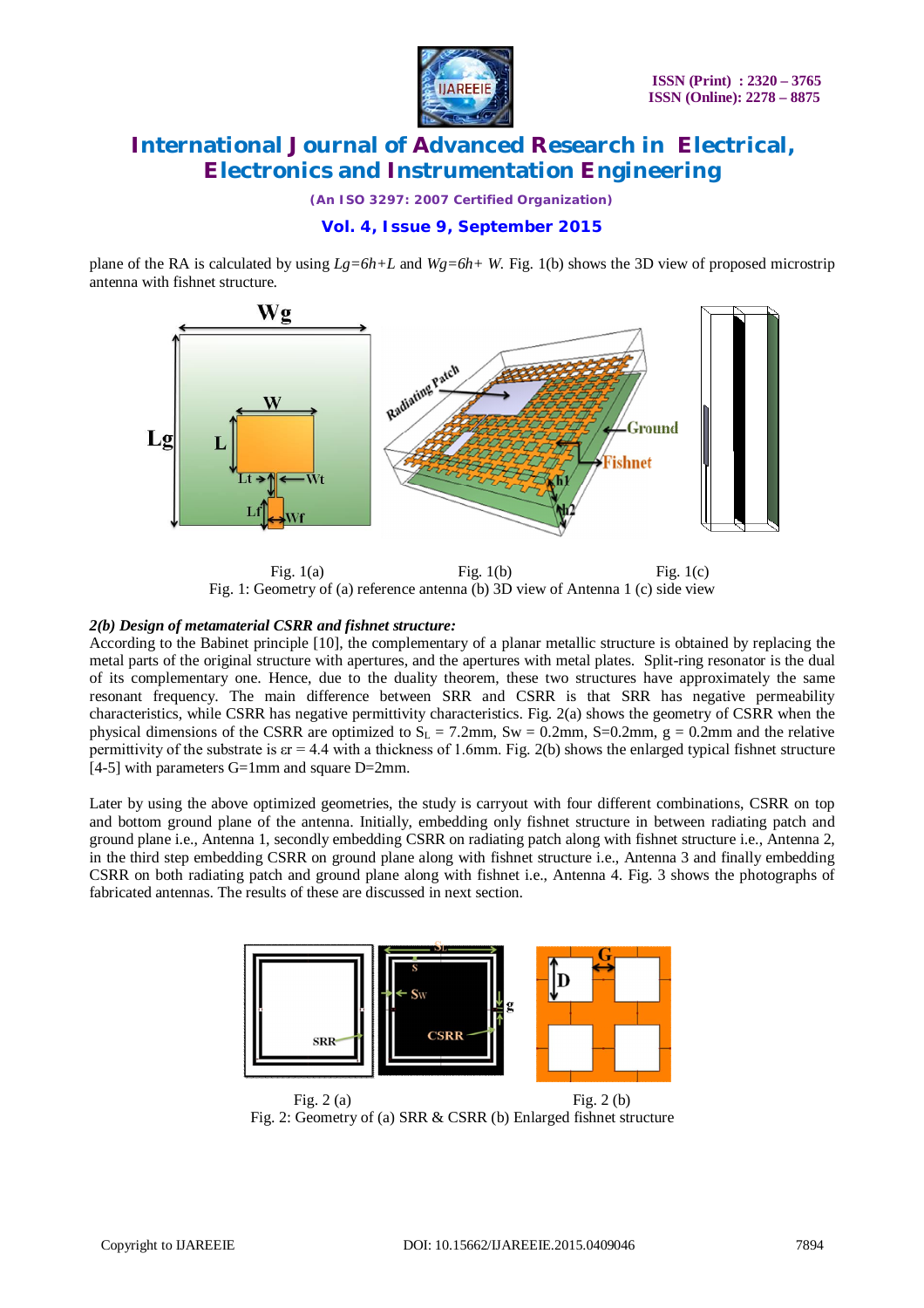plane of the RA is calculated by using $Lg=6h+L$ and $Wg=6h+W$. Fig. 1(b) shows the 3D view of proposed microstrip antenna with fishnet structure.

Fig. 1(a) Fig. 1(b) Fig. 1(c)

Fig. 1: Geometry of (a) reference antenna (b) 3D view of Antenna 1 (c) side view

### *2(b) Design of metamaterial CSRR and fishnet structure:*

According to the Babinet principle [10], the complementary of a planar metallic structure is obtained by replacing the metal parts of the original structure with apertures, and the apertures with metal plates. Split-ring resonator is the dual of its complementary one. Hence, due to the duality theorem, these two structures have approximately the same resonant frequency. The main difference between SRR and CSRR is that SRR has negative permeability characteristics, while CSRR has negative permittivity characteristics. Fig. 2(a) shows the geometry of CSRR when the physical dimensions of the CSRR are optimized to $S_L$ = 7.2mm, Sw = 0.2mm, S=0.2mm, g = 0.2mm and the relative permittivity of the substrate is $\varepsilon r$ = 4.4 with a thickness of 1.6mm. Fig. 2(b) shows the enlarged typical fishnet structure [4-5] with parameters G=1mm and square D=2mm.

Later by using the above optimized geometries, the study is carryout with four different combinations, CSRR on top and bottom ground plane of the antenna. Initially, embedding only fishnet structure in between radiating patch and ground plane i.e., Antenna 1, secondly embedding CSRR on radiating patch along with fishnet structure i.e., Antenna 2, in the third step embedding CSRR on ground plane along with fishnet structure i.e., Antenna 3 and finally embedding CSRR on both radiating patch and ground plane along with fishnet i.e., Antenna 4. Fig. 3 shows the photographs of fabricated antennas. The results of these are discussed in next section.

Fig. 2 (a) Fig. 2 (b)

Fig. 2: Geometry of (a) SRR & CSRR (b) Enlarged fishnet structure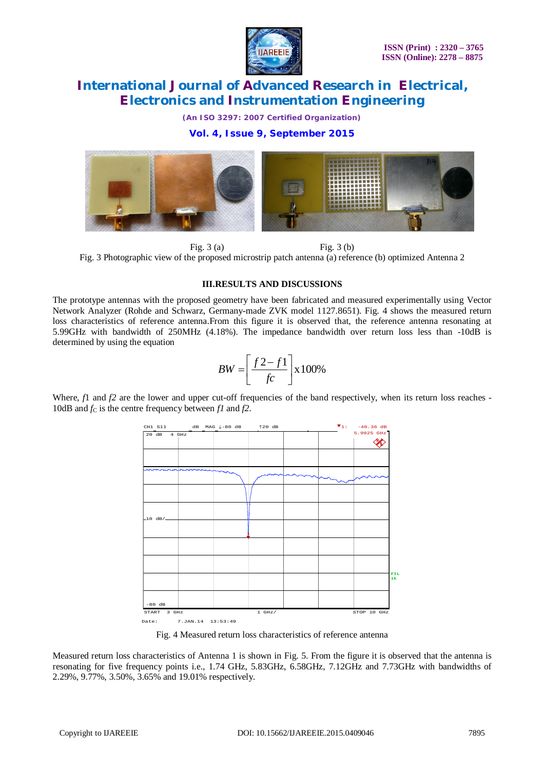Fig. 3 (a) Fig. 3 (b)

Fig. 3 Photographic view of the proposed microstrip patch antenna (a) reference (b) optimized Antenna 2

## III.RESULTS AND DISCUSSIONS

The prototype antennas with the proposed geometry have been fabricated and measured experimentally using Vector Network Analyzer (Rohde and Schwarz, Germany-made ZVK model 1127.8651). Fig. 4 shows the measured return loss characteristics of reference antenna.From this figure it is observed that, the reference antenna resonating at 5.99GHz with bandwidth of 250MHz (4.18%). The impedance bandwidth over return loss less than -10dB is determined by using the equation

$$BW = \left[\frac{f2 - f1}{fc}\right] x100\%$$

Where, $f1$ and $f2$ are the lower and upper cut-off frequencies of the band respectively, when its return loss reaches -10dB and $f_C$ is the centre frequency between $f1$ and $f2$.

Fig. 4 Measured return loss characteristics of reference antenna

Measured return loss characteristics of Antenna 1 is shown in Fig. 5. From the figure it is observed that the antenna is resonating for five frequency points i.e., 1.74 GHz, 5.83GHz, 6.58GHz, 7.12GHz and 7.73GHz with bandwidths of 2.29%, 9.77%, 3.50%, 3.65% and 19.01% respectively.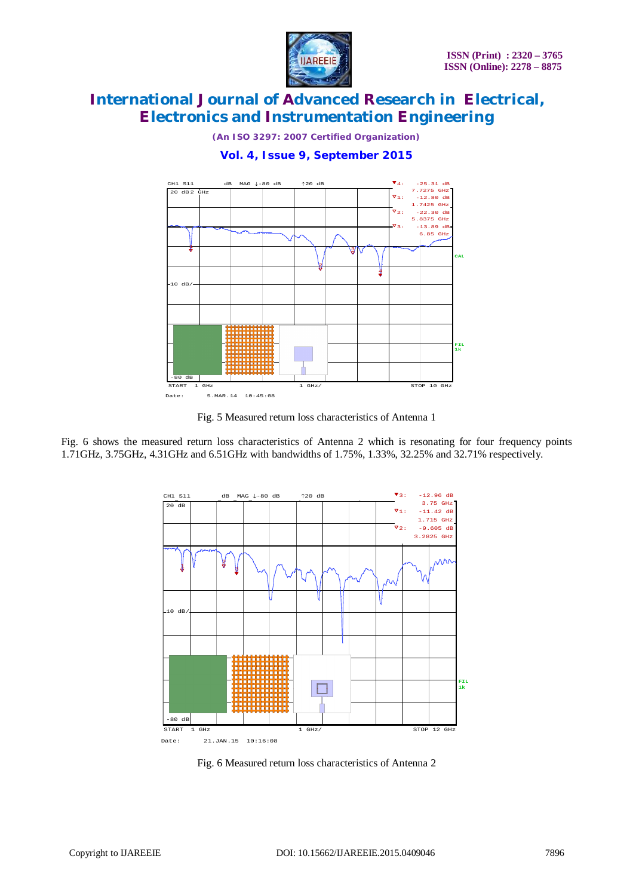Fig. 5 Measured return loss characteristics of Antenna 1

Fig. 6 shows the measured return loss characteristics of Antenna 2 which is resonating for four frequency points 1.71GHz, 3.75GHz, 4.31GHz and 6.51GHz with bandwidths of 1.75%, 1.33%, 32.25% and 32.71% respectively.

Fig. 6 Measured return loss characteristics of Antenna 2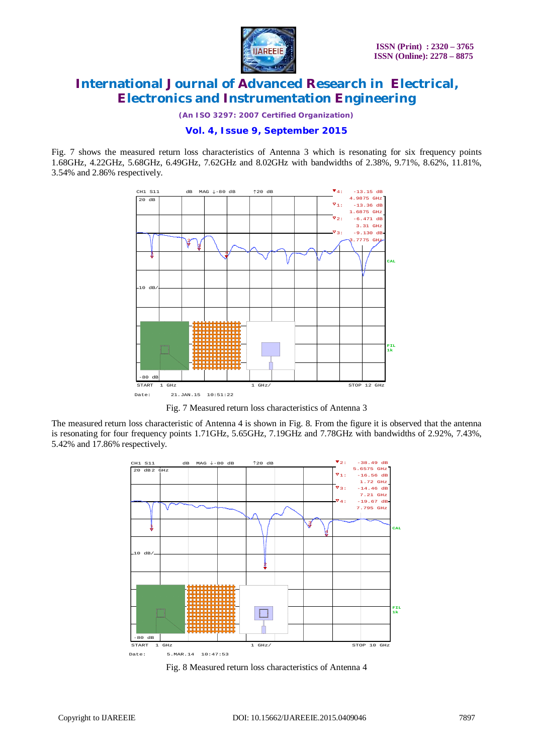Fig. 7 shows the measured return loss characteristics of Antenna 3 which is resonating for six frequency points 1.68GHz, 4.22GHz, 5.68GHz, 6.49GHz, 7.62GHz and 8.02GHz with bandwidths of 2.38%, 9.71%, 8.62%, 11.81%, 3.54% and 2.86% respectively.

Fig. 7 Measured return loss characteristics of Antenna 3

The measured return loss characteristic of Antenna 4 is shown in Fig. 8. From the figure it is observed that the antenna is resonating for four frequency points 1.71GHz, 5.65GHz, 7.19GHz and 7.78GHz with bandwidths of 2.92%, 7.43%, 5.42% and 17.86% respectively.

Fig. 8 Measured return loss characteristics of Antenna 4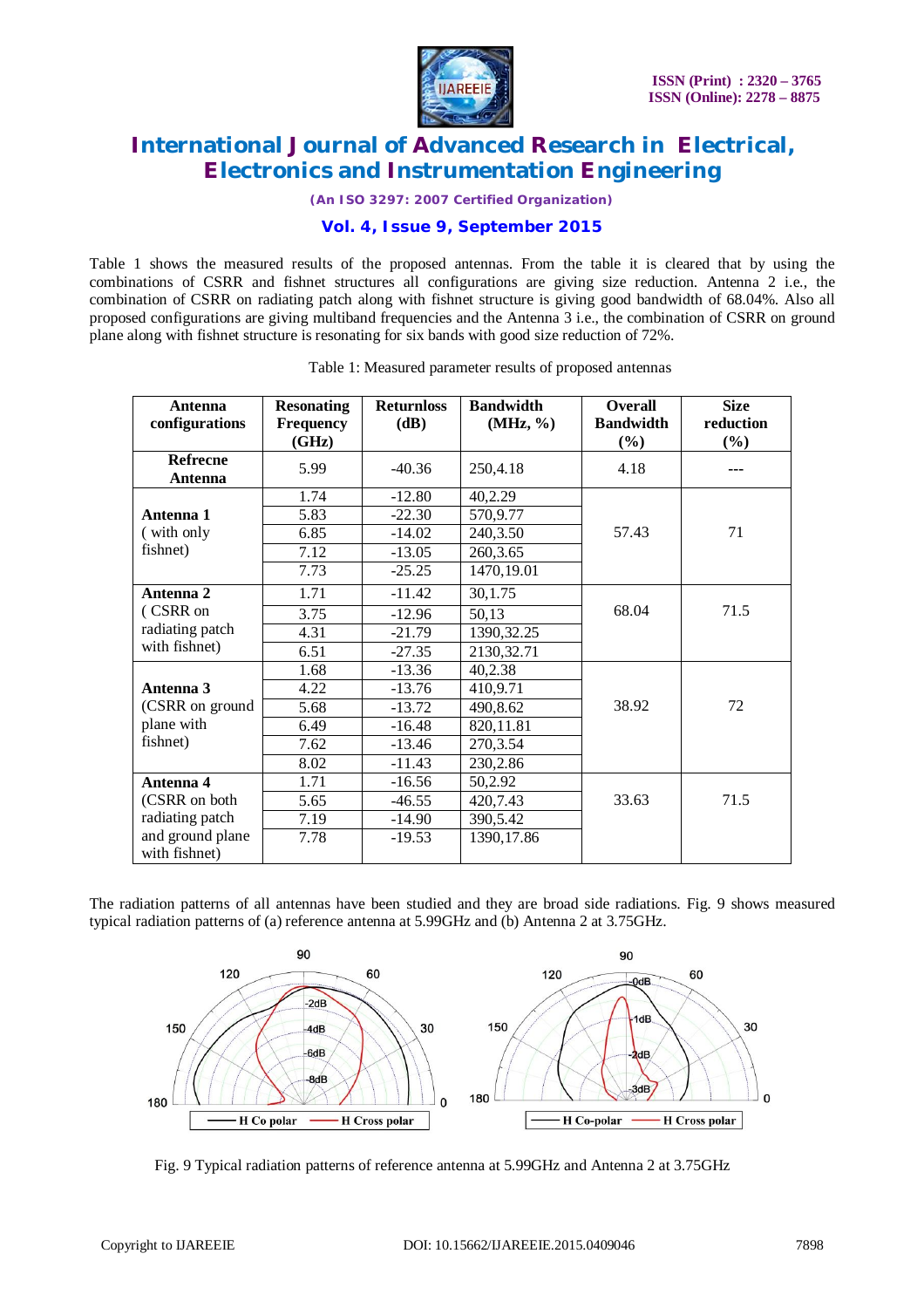Table 1 shows the measured results of the proposed antennas. From the table it is cleared that by using the combinations of CSRR and fishnet structures all configurations are giving size reduction. Antenna 2 i.e., the combination of CSRR on radiating patch along with fishnet structure is giving good bandwidth of 68.04%. Also all proposed configurations are giving multiband frequencies and the Antenna 3 i.e., the combination of CSRR on ground plane along with fishnet structure is resonating for six bands with good size reduction of 72%.

Table 1: Measured parameter results of proposed antennas

| Antenna configurations | Resonating Frequency (GHz) | Returnloss (dB) | Bandwidth (MHz, %) | Overall Bandwidth (%) | Size reduction (%) |
|---|---|---|---|---|---|
| **Refrecne Antenna** | 5.99 | -40.36 | 250,4.18 | 4.18 | --- |
| **Antenna 1** ( with only fishnet) | 1.74 | -12.80 | 40,2.29 | 57.43 | 71 |
| | 5.83 | -22.30 | 570,9.77 | | |
| | 6.85 | -14.02 | 240,3.50 | | |
| | 7.12 | -13.05 | 260,3.65 | | |
| | 7.73 | -25.25 | 1470,19.01 | | |
| **Antenna 2** ( CSRR on radiating patch with fishnet) | 1.71 | -11.42 | 30,1.75 | 68.04 | 71.5 |
| | 3.75 | -12.96 | 50,13 | | |
| | 4.31 | -21.79 | 1390,32.25 | | |
| | 6.51 | -27.35 | 2130,32.71 | | |
| **Antenna 3** (CSRR on ground plane with fishnet) | 1.68 | -13.36 | 40,2.38 | 38.92 | 72 |
| | 4.22 | -13.76 | 410,9.71 | | |
| | 5.68 | -13.72 | 490,8.62 | | |
| | 6.49 | -16.48 | 820,11.81 | | |
| | 7.62 | -13.46 | 270,3.54 | | |
| | 8.02 | -11.43 | 230,2.86 | | |
| **Antenna 4** (CSRR on both radiating patch and ground plane with fishnet) | 1.71 | -16.56 | 50,2.92 | 33.63 | 71.5 |
| | 5.65 | -46.55 | 420,7.43 | | |
| | 7.19 | -14.90 | 390,5.42 | | |
| | 7.78 | -19.53 | 1390,17.86 | | |

The radiation patterns of all antennas have been studied and they are broad side radiations. Fig. 9 shows measured typical radiation patterns of (a) reference antenna at 5.99GHz and (b) Antenna 2 at 3.75GHz.

Fig. 9 Typical radiation patterns of reference antenna at 5.99GHz and Antenna 2 at 3.75GHz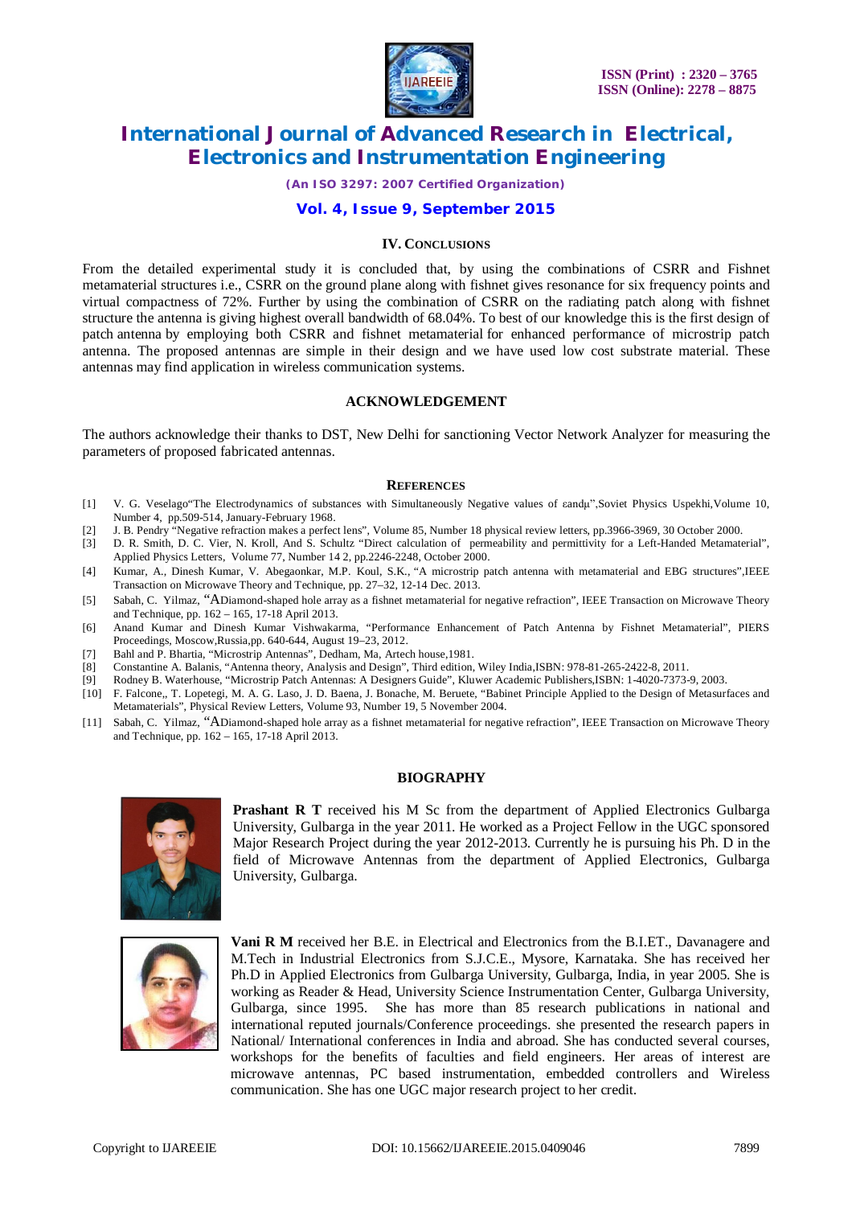## IV. CONCLUSIONS

From the detailed experimental study it is concluded that, by using the combinations of CSRR and Fishnet metamaterial structures i.e., CSRR on the ground plane along with fishnet gives resonance for six frequency points and virtual compactness of 72%. Further by using the combination of CSRR on the radiating patch along with fishnet structure the antenna is giving highest overall bandwidth of 68.04%. To best of our knowledge this is the first design of patch antenna by employing both CSRR and fishnet metamaterial for enhanced performance of microstrip patch antenna. The proposed antennas are simple in their design and we have used low cost substrate material. These antennas may find application in wireless communication systems.

## ACKNOWLEDGEMENT

The authors acknowledge their thanks to DST, New Delhi for sanctioning Vector Network Analyzer for measuring the parameters of proposed fabricated antennas.

## REFERENCES

[1] V. G. Veselago"The Electrodynamics of substances with Simultaneously Negative values of εandμ",Soviet Physics Uspekhi,Volume 10, Number 4, pp.509-514, January-February 1968.

[2] J. B. Pendry "Negative refraction makes a perfect lens", Volume 85, Number 18 physical review letters, pp.3966-3969, 30 October 2000.

[3] D. R. Smith, D. C. Vier, N. Kroll, And S. Schultz "Direct calculation of permeability and permittivity for a Left-Handed Metamaterial", Applied Physics Letters, Volume 77, Number 14 2, pp.2246-2248, October 2000.

[4] Kumar, A., Dinesh Kumar, V. Abegaonkar, M.P. Koul, S.K., "A microstrip patch antenna with metamaterial and EBG structures",IEEE Transaction on Microwave Theory and Technique, pp. 27–32, 12-14 Dec. 2013.

[5] Sabah, C. Yilmaz, "ADiamond-shaped hole array as a fishnet metamaterial for negative refraction", IEEE Transaction on Microwave Theory and Technique, pp. 162 – 165, 17-18 April 2013.

[6] Anand Kumar and Dinesh Kumar Vishwakarma, "Performance Enhancement of Patch Antenna by Fishnet Metamaterial", PIERS Proceedings, Moscow,Russia,pp. 640-644, August 19–23, 2012.

[7] Bahl and P. Bhartia, "Microstrip Antennas", Dedham, Ma, Artech house,1981.

[8] Constantine A. Balanis, "Antenna theory, Analysis and Design", Third edition, Wiley India,ISBN: 978-81-265-2422-8, 2011.

[9] Rodney B. Waterhouse, "Microstrip Patch Antennas: A Designers Guide", Kluwer Academic Publishers,ISBN: 1-4020-7373-9, 2003.

[10] F. Falcone,, T. Lopetegi, M. A. G. Laso, J. D. Baena, J. Bonache, M. Beruete, "Babinet Principle Applied to the Design of Metasurfaces and Metamaterials", Physical Review Letters, Volume 93, Number 19, 5 November 2004.

[11] Sabah, C. Yilmaz, "ADiamond-shaped hole array as a fishnet metamaterial for negative refraction", IEEE Transaction on Microwave Theory and Technique, pp. 162 – 165, 17-18 April 2013.

## BIOGRAPHY

**Prashant R T** received his M Sc from the department of Applied Electronics Gulbarga University, Gulbarga in the year 2011. He worked as a Project Fellow in the UGC sponsored Major Research Project during the year 2012-2013. Currently he is pursuing his Ph. D in the field of Microwave Antennas from the department of Applied Electronics, Gulbarga University, Gulbarga.

**Vani R M** received her B.E. in Electrical and Electronics from the B.I.ET., Davanagere and M.Tech in Industrial Electronics from S.J.C.E., Mysore, Karnataka. She has received her Ph.D in Applied Electronics from Gulbarga University, Gulbarga, India, in year 2005. She is working as Reader & Head, University Science Instrumentation Center, Gulbarga University, Gulbarga, since 1995. She has more than 85 research publications in national and international reputed journals/Conference proceedings. she presented the research papers in National/ International conferences in India and abroad. She has conducted several courses, workshops for the benefits of faculties and field engineers. Her areas of interest are microwave antennas, PC based instrumentation, embedded controllers and Wireless communication. She has one UGC major research project to her credit.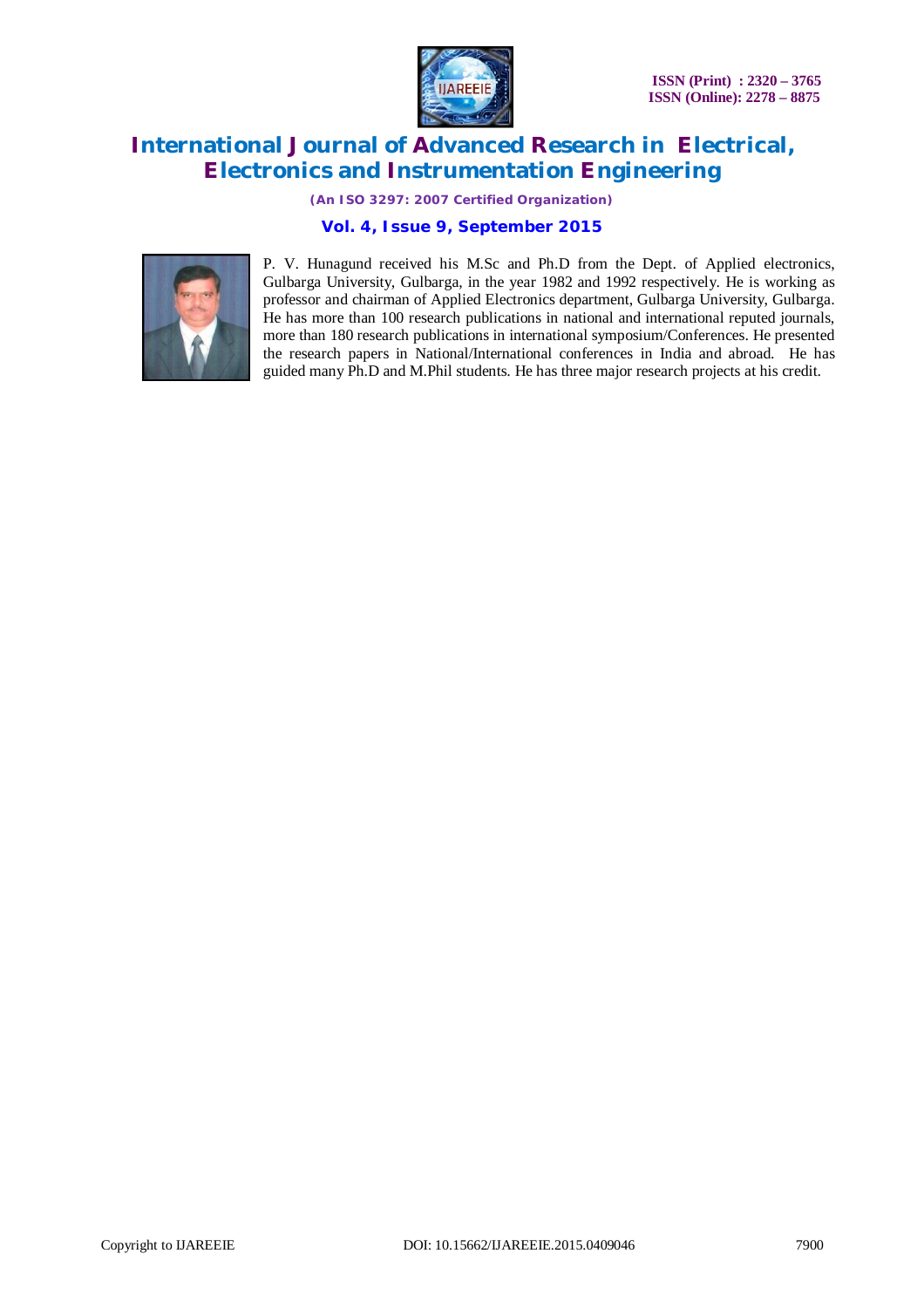P. V. Hunagund received his M.Sc and Ph.D from the Dept. of Applied electronics, Gulbarga University, Gulbarga, in the year 1982 and 1992 respectively. He is working as professor and chairman of Applied Electronics department, Gulbarga University, Gulbarga. He has more than 100 research publications in national and international reputed journals, more than 180 research publications in international symposium/Conferences. He presented the research papers in National/International conferences in India and abroad. He has guided many Ph.D and M.Phil students. He has three major research projects at his credit.